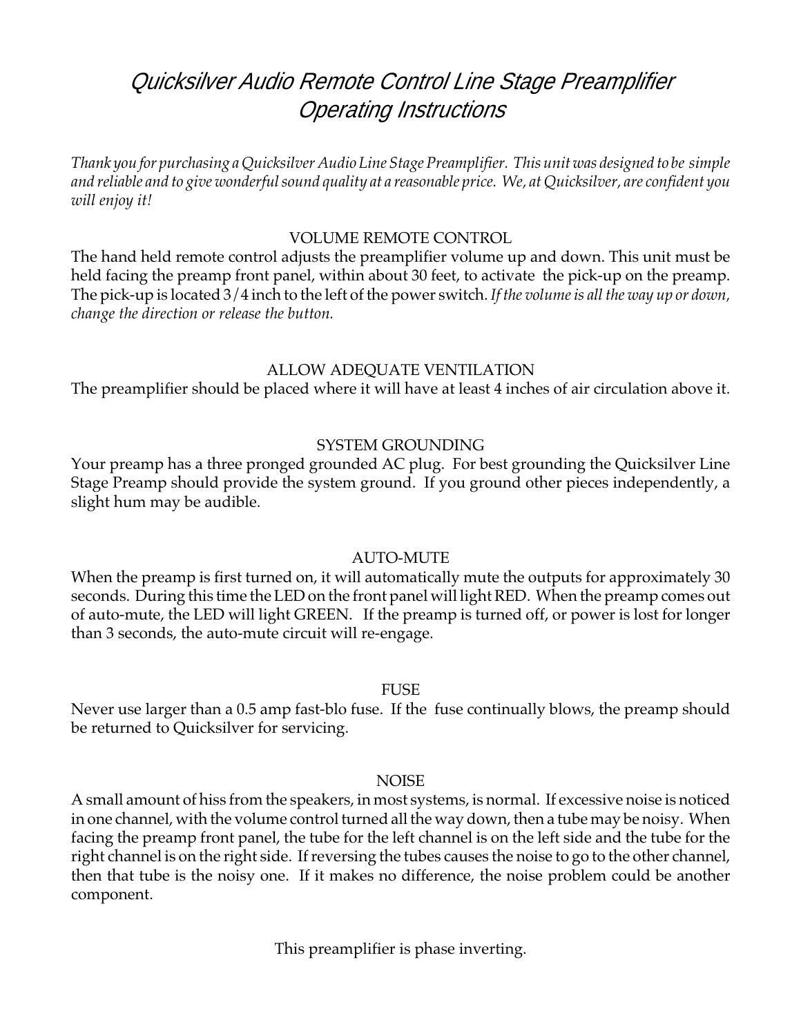# *Quicksilver Audio Remote Control Line Stage Preamplifier Operating Instructions*

*Thank you for purchasing a Quicksilver Audio Line Stage Preamplifier. This unit was designed to be simple and reliable and to give wonderful sound quality at a reasonable price. We, at Quicksilver, are confident you will enjoy it!*

## VOLUME REMOTE CONTROL

The hand held remote control adjusts the preamplifier volume up and down. This unit must be held facing the preamp front panel, within about 30 feet, to activate the pick-up on the preamp. The pick-up is located 3/4 inch to the left of the power switch. *If the volume is all the way up or down, change the direction or release the button.*

## ALLOW ADEQUATE VENTILATION

The preamplifier should be placed where it will have at least 4 inches of air circulation above it.

## SYSTEM GROUNDING

Your preamp has a three pronged grounded AC plug. For best grounding the Quicksilver Line Stage Preamp should provide the system ground. If you ground other pieces independently, a slight hum may be audible.

## AUTO-MUTE

When the preamp is first turned on, it will automatically mute the outputs for approximately 30 seconds. During this time the LED on the front panel will light RED. When the preamp comes out of auto-mute, the LED will light GREEN. If the preamp is turned off, or power is lost for longer than 3 seconds, the auto-mute circuit will re-engage.

## FUSE

Never use larger than a 0.5 amp fast-blo fuse. If the fuse continually blows, the preamp should be returned to Quicksilver for servicing.

## NOISE

A small amount of hiss from the speakers, in most systems, is normal. If excessive noise is noticed in one channel, with the volume control turned all the way down, then a tube may be noisy. When facing the preamp front panel, the tube for the left channel is on the left side and the tube for the right channel is on the right side. If reversing the tubes causes the noise to go to the other channel, then that tube is the noisy one. If it makes no difference, the noise problem could be another component.

This preamplifier is phase inverting.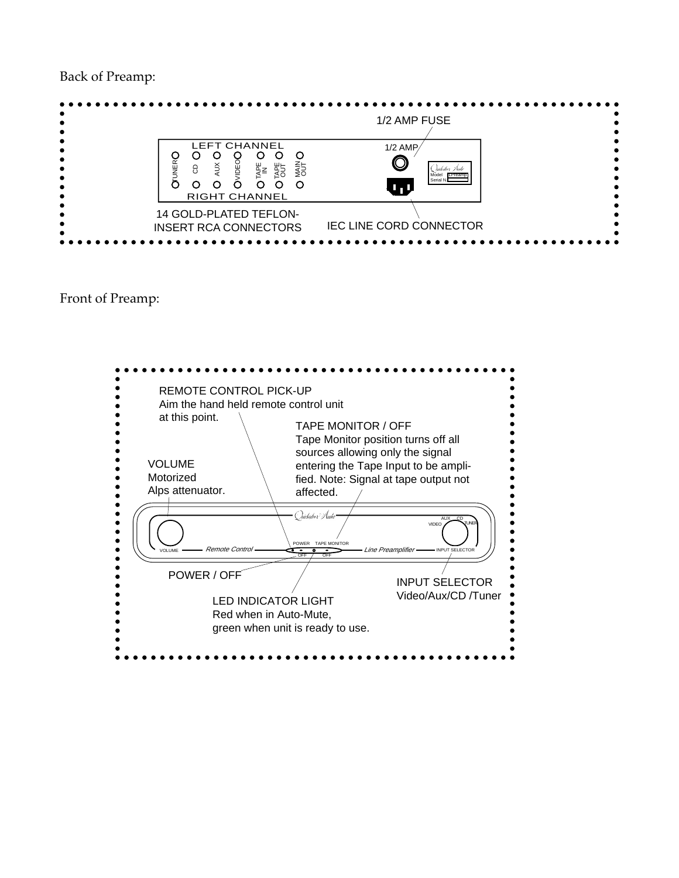Back of Preamp:

1/2 AMP FUSE

LEFT CHANNEL

TUNER CD AUX VIDEO TAPE IN TAPE OUT MAIN OUT

RIGHT CHANNEL

1/2 AMP

Model L-Preamp
Serial N

14 GOLD-PLATED TEFLON-INSERT RCA CONNECTORS

IEC LINE CORD CONNECTOR

Front of Preamp:

REMOTE CONTROL PICK-UP
Aim the hand held remote control unit at this point.

TAPE MONITOR / OFF
Tape Monitor position turns off all sources allowing only the signal entering the Tape Input to be amplified. Note: Signal at tape output not affected.

VOLUME
Motorized
Alps attenuator.

VOLUME — *Remote Control* — POWER — TAPE MONITOR — OFF — OFF — *Line Preamplifier* — INPUT SELECTOR

VIDEO AUX CD TUNER

POWER / OFF

INPUT SELECTOR
Video/Aux/CD /Tuner

LED INDICATOR LIGHT
Red when in Auto-Mute,
green when unit is ready to use.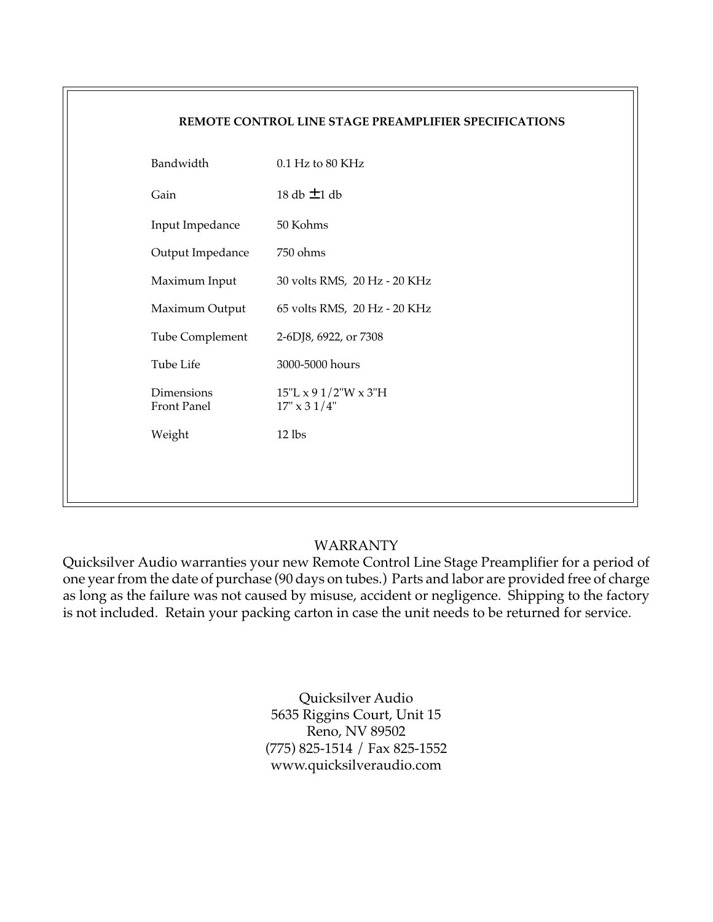**REMOTE CONTROL LINE STAGE PREAMPLIFIER SPECIFICATIONS**

| | |
|---|---|
| Bandwidth | 0.1 Hz to 80 KHz |
| Gain | 18 db ±1 db |
| Input Impedance | 50 Kohms |
| Output Impedance | 750 ohms |
| Maximum Input | 30 volts RMS, 20 Hz - 20 KHz |
| Maximum Output | 65 volts RMS, 20 Hz - 20 KHz |
| Tube Complement | 2-6DJ8, 6922, or 7308 |
| Tube Life | 3000-5000 hours |
| Dimensions | 15"L x 9 1/2"W x 3"H |
| Front Panel | 17" x 3 1/4" |
| Weight | 12 lbs |

WARRANTY

Quicksilver Audio warranties your new Remote Control Line Stage Preamplifier for a period of one year from the date of purchase (90 days on tubes.) Parts and labor are provided free of charge as long as the failure was not caused by misuse, accident or negligence. Shipping to the factory is not included. Retain your packing carton in case the unit needs to be returned for service.

Quicksilver Audio
5635 Riggins Court, Unit 15
Reno, NV 89502
(775) 825-1514 / Fax 825-1552
www.quicksilveraudio.com